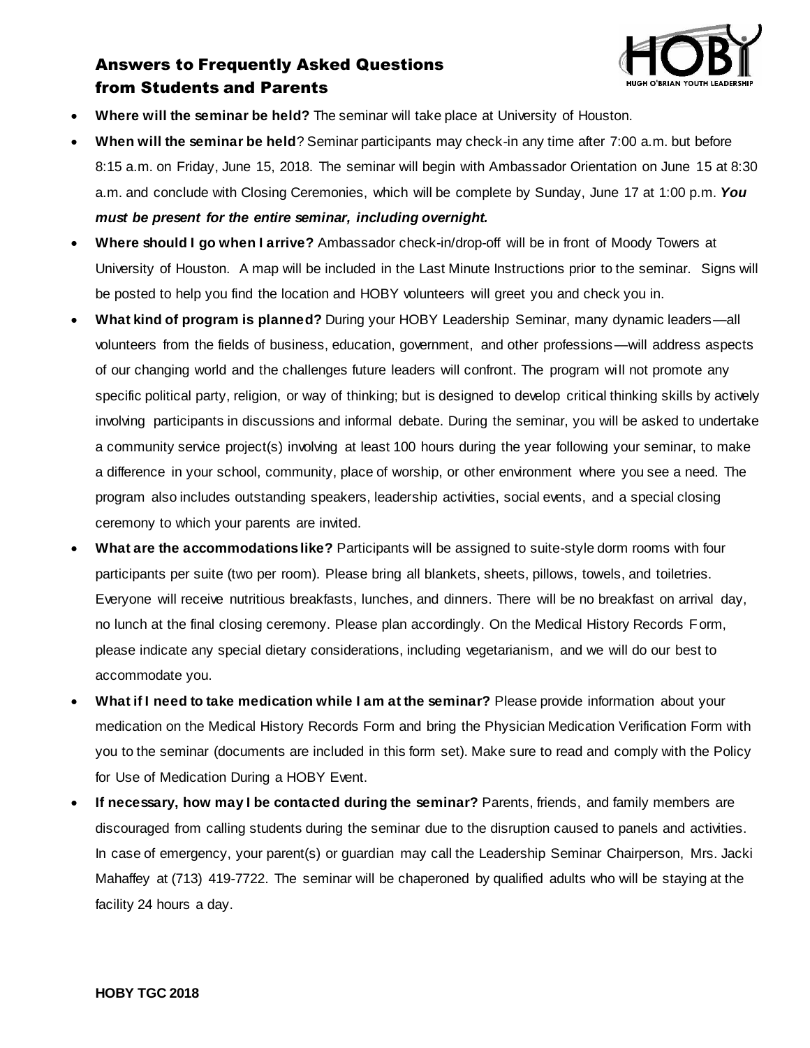## Answers to Frequently Asked Questions from Students and Parents

- **Where will the seminar be held?** The seminar will take place at University of Houston.
- **When will the seminar be held**? Seminar participants may check-in any time after 7:00 a.m. but before 8:15 a.m. on Friday, June 15, 2018. The seminar will begin with Ambassador Orientation on June 15 at 8:30 a.m. and conclude with Closing Ceremonies, which will be complete by Sunday, June 17 at 1:00 p.m. ***You must be present for the entire seminar, including overnight.***
- **Where should I go when I arrive?** Ambassador check-in/drop-off will be in front of Moody Towers at University of Houston. A map will be included in the Last Minute Instructions prior to the seminar. Signs will be posted to help you find the location and HOBY volunteers will greet you and check you in.
- **What kind of program is planned?** During your HOBY Leadership Seminar, many dynamic leaders—all volunteers from the fields of business, education, government, and other professions—will address aspects of our changing world and the challenges future leaders will confront. The program will not promote any specific political party, religion, or way of thinking; but is designed to develop critical thinking skills by actively involving participants in discussions and informal debate. During the seminar, you will be asked to undertake a community service project(s) involving at least 100 hours during the year following your seminar, to make a difference in your school, community, place of worship, or other environment where you see a need. The program also includes outstanding speakers, leadership activities, social events, and a special closing ceremony to which your parents are invited.
- **What are the accommodations like?** Participants will be assigned to suite-style dorm rooms with four participants per suite (two per room). Please bring all blankets, sheets, pillows, towels, and toiletries. Everyone will receive nutritious breakfasts, lunches, and dinners. There will be no breakfast on arrival day, no lunch at the final closing ceremony. Please plan accordingly. On the Medical History Records Form, please indicate any special dietary considerations, including vegetarianism, and we will do our best to accommodate you.
- **What if I need to take medication while I am at the seminar?** Please provide information about your medication on the Medical History Records Form and bring the Physician Medication Verification Form with you to the seminar (documents are included in this form set). Make sure to read and comply with the Policy for Use of Medication During a HOBY Event.
- **If necessary, how may I be contacted during the seminar?** Parents, friends, and family members are discouraged from calling students during the seminar due to the disruption caused to panels and activities. In case of emergency, your parent(s) or guardian may call the Leadership Seminar Chairperson, Mrs. Jacki Mahaffey at (713) 419-7722. The seminar will be chaperoned by qualified adults who will be staying at the facility 24 hours a day.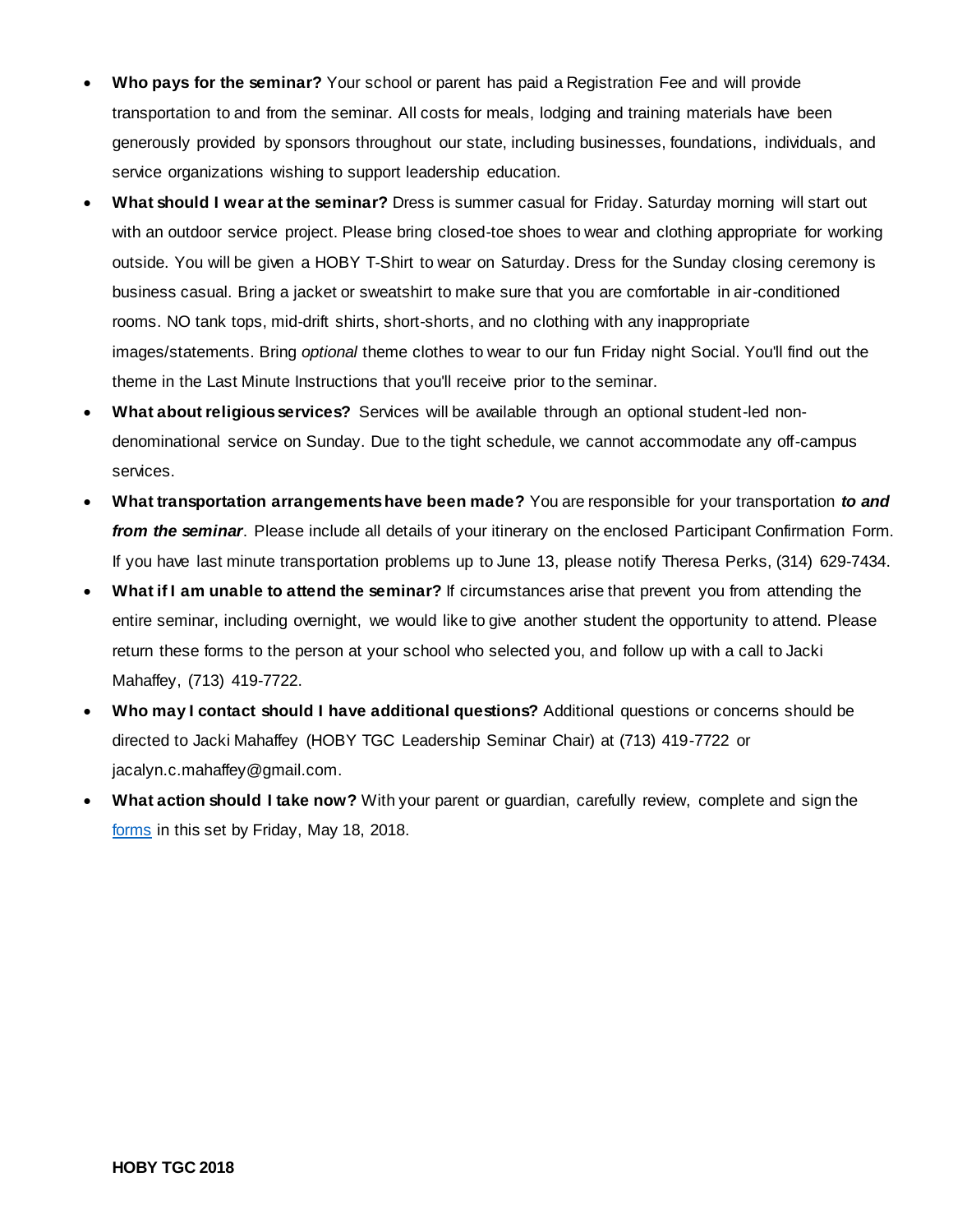- **Who pays for the seminar?** Your school or parent has paid a Registration Fee and will provide transportation to and from the seminar. All costs for meals, lodging and training materials have been generously provided by sponsors throughout our state, including businesses, foundations, individuals, and service organizations wishing to support leadership education.
- **What should I wear at the seminar?** Dress is summer casual for Friday. Saturday morning will start out with an outdoor service project. Please bring closed-toe shoes to wear and clothing appropriate for working outside. You will be given a HOBY T-Shirt to wear on Saturday. Dress for the Sunday closing ceremony is business casual. Bring a jacket or sweatshirt to make sure that you are comfortable in air-conditioned rooms. NO tank tops, mid-drift shirts, short-shorts, and no clothing with any inappropriate images/statements. Bring *optional* theme clothes to wear to our fun Friday night Social. You'll find out the theme in the Last Minute Instructions that you'll receive prior to the seminar.
- **What about religious services?** Services will be available through an optional student-led non-denominational service on Sunday. Due to the tight schedule, we cannot accommodate any off-campus services.
- **What transportation arrangements have been made?** You are responsible for your transportation ***to and from the seminar***. Please include all details of your itinerary on the enclosed Participant Confirmation Form. If you have last minute transportation problems up to June 13, please notify Theresa Perks, (314) 629-7434.
- **What if I am unable to attend the seminar?** If circumstances arise that prevent you from attending the entire seminar, including overnight, we would like to give another student the opportunity to attend. Please return these forms to the person at your school who selected you, and follow up with a call to Jacki Mahaffey, (713) 419-7722.
- **Who may I contact should I have additional questions?** Additional questions or concerns should be directed to Jacki Mahaffey (HOBY TGC Leadership Seminar Chair) at (713) 419-7722 or jacalyn.c.mahaffey@gmail.com.
- **What action should I take now?** With your parent or guardian, carefully review, complete and sign the forms in this set by Friday, May 18, 2018.